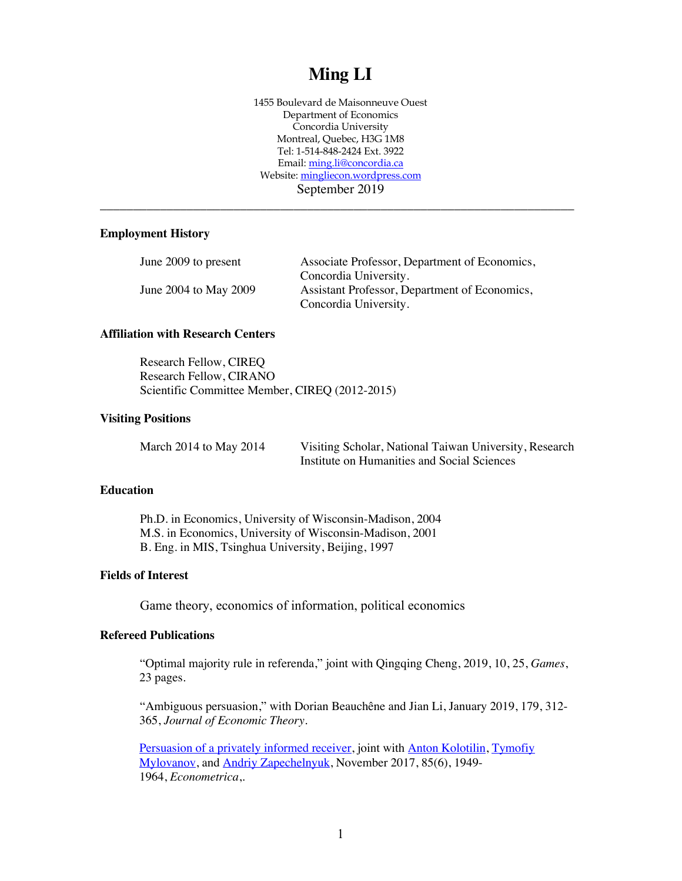# Ming LI

1455 Boulevard de Maisonneuve Ouest
Department of Economics
Concordia University
Montreal, Quebec, H3G 1M8
Tel: 1-514-848-2424 Ext. 3922
Email: [ming.li@concordia.ca](mailto:ming.li@concordia.ca)
Website: [mingliecon.wordpress.com](mingliecon.wordpress.com)
September 2019

---

## Employment History

| | |
|---|---|
| June 2009 to present | Associate Professor, Department of Economics, Concordia University. |
| June 2004 to May 2009 | Assistant Professor, Department of Economics, Concordia University. |

## Affiliation with Research Centers

Research Fellow, CIREQ
Research Fellow, CIRANO
Scientific Committee Member, CIREQ (2012-2015)

## Visiting Positions

| | |
|---|---|
| March 2014 to May 2014 | Visiting Scholar, National Taiwan University, Research Institute on Humanities and Social Sciences |

## Education

Ph.D. in Economics, University of Wisconsin-Madison, 2004
M.S. in Economics, University of Wisconsin-Madison, 2001
B. Eng. in MIS, Tsinghua University, Beijing, 1997

## Fields of Interest

Game theory, economics of information, political economics

## Refereed Publications

"Optimal majority rule in referenda," joint with Qingqing Cheng, 2019, 10, 25, *Games*, 23 pages.

"Ambiguous persuasion," with Dorian Beauchêne and Jian Li, January 2019, 179, 312-365, *Journal of Economic Theory*.

Persuasion of a privately informed receiver, joint with Anton Kolotilin, Tymofiy Mylovanov, and Andriy Zapechelnyuk, November 2017, 85(6), 1949-1964, *Econometrica*,.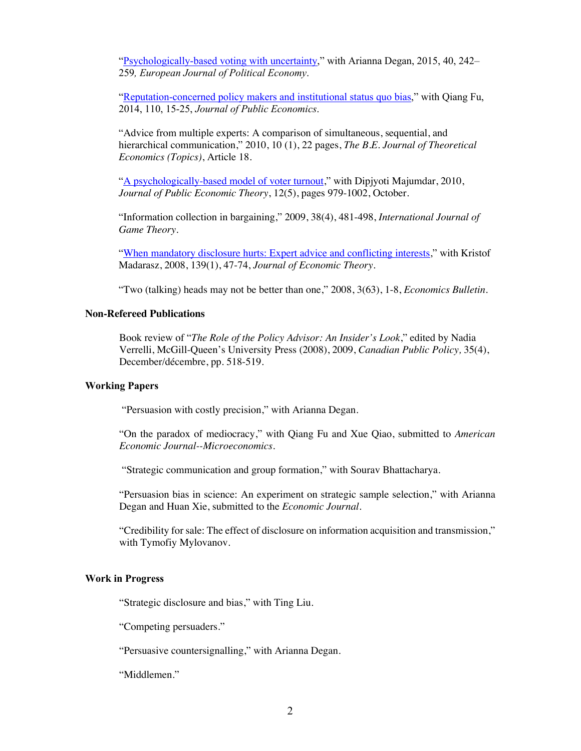"[Psychologically-based voting with uncertainty](#)," with Arianna Degan, 2015, 40, 242–259*, European Journal of Political Economy.*

"[Reputation-concerned policy makers and institutional status quo bias](#)," with Qiang Fu, 2014, 110, 15-25, *Journal of Public Economics.*

"Advice from multiple experts: A comparison of simultaneous, sequential, and hierarchical communication," 2010, 10 (1), 22 pages, *The B.E. Journal of Theoretical Economics (Topics)*, Article 18.

"[A psychologically-based model of voter turnout](#)," with Dipjyoti Majumdar, 2010, *Journal of Public Economic Theory*, 12(5), pages 979-1002, October.

"Information collection in bargaining," 2009, 38(4), 481-498, *International Journal of Game Theory*.

"[When mandatory disclosure hurts: Expert advice and conflicting interests](#)," with Kristof Madarasz, 2008, 139(1), 47-74, *Journal of Economic Theory*.

"Two (talking) heads may not be better than one," 2008, 3(63), 1-8, *Economics Bulletin*.

**Non-Refereed Publications**

Book review of "*The Role of the Policy Advisor: An Insider's Look*," edited by Nadia Verrelli, McGill-Queen's University Press (2008), 2009, *Canadian Public Policy,* 35(4), December/décembre, pp. 518-519.

**Working Papers**

"Persuasion with costly precision," with Arianna Degan.

"On the paradox of mediocracy," with Qiang Fu and Xue Qiao, submitted to *American Economic Journal--Microeconomics*.

"Strategic communication and group formation," with Sourav Bhattacharya.

"Persuasion bias in science: An experiment on strategic sample selection," with Arianna Degan and Huan Xie, submitted to the *Economic Journal*.

"Credibility for sale: The effect of disclosure on information acquisition and transmission," with Tymofiy Mylovanov.

**Work in Progress**

"Strategic disclosure and bias," with Ting Liu.

"Competing persuaders."

"Persuasive countersignalling," with Arianna Degan.

"Middlemen."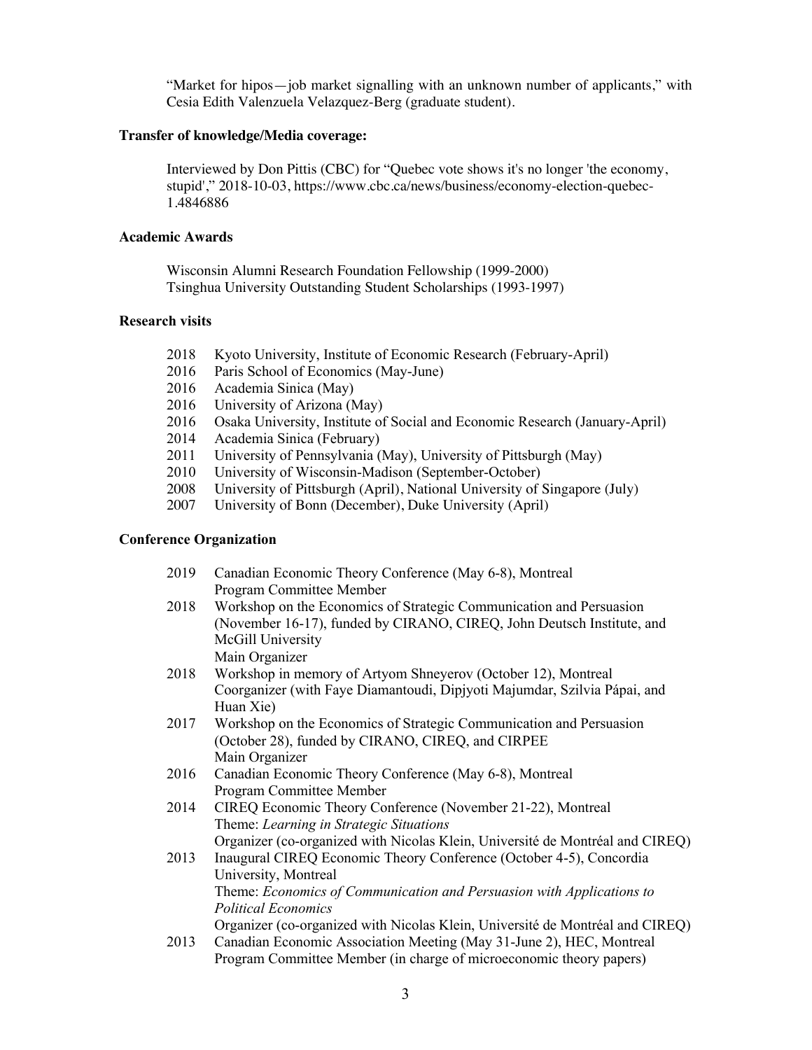"Market for hipos—job market signalling with an unknown number of applicants," with Cesia Edith Valenzuela Velazquez-Berg (graduate student).

**Transfer of knowledge/Media coverage:**

Interviewed by Don Pittis (CBC) for "Quebec vote shows it's no longer 'the economy, stupid'," 2018-10-03, https://www.cbc.ca/news/business/economy-election-quebec-1.4846886

**Academic Awards**

Wisconsin Alumni Research Foundation Fellowship (1999-2000)
Tsinghua University Outstanding Student Scholarships (1993-1997)

**Research visits**

- 2018 Kyoto University, Institute of Economic Research (February-April)
- 2016 Paris School of Economics (May-June)
- 2016 Academia Sinica (May)
- 2016 University of Arizona (May)
- 2016 Osaka University, Institute of Social and Economic Research (January-April)
- 2014 Academia Sinica (February)
- 2011 University of Pennsylvania (May), University of Pittsburgh (May)
- 2010 University of Wisconsin-Madison (September-October)
- 2008 University of Pittsburgh (April), National University of Singapore (July)
- 2007 University of Bonn (December), Duke University (April)

**Conference Organization**

- 2019 Canadian Economic Theory Conference (May 6-8), Montreal
  Program Committee Member
- 2018 Workshop on the Economics of Strategic Communication and Persuasion (November 16-17), funded by CIRANO, CIREQ, John Deutsch Institute, and McGill University
  Main Organizer
- 2018 Workshop in memory of Artyom Shneyerov (October 12), Montreal
  Coorganizer (with Faye Diamantoudi, Dipjyoti Majumdar, Szilvia Pápai, and Huan Xie)
- 2017 Workshop on the Economics of Strategic Communication and Persuasion (October 28), funded by CIRANO, CIREQ, and CIRPEE
  Main Organizer
- 2016 Canadian Economic Theory Conference (May 6-8), Montreal
  Program Committee Member
- 2014 CIREQ Economic Theory Conference (November 21-22), Montreal
  Theme: *Learning in Strategic Situations*
  Organizer (co-organized with Nicolas Klein, Université de Montréal and CIREQ)
- 2013 Inaugural CIREQ Economic Theory Conference (October 4-5), Concordia University, Montreal
  Theme: *Economics of Communication and Persuasion with Applications to Political Economics*
  Organizer (co-organized with Nicolas Klein, Université de Montréal and CIREQ)
- 2013 Canadian Economic Association Meeting (May 31-June 2), HEC, Montreal
  Program Committee Member (in charge of microeconomic theory papers)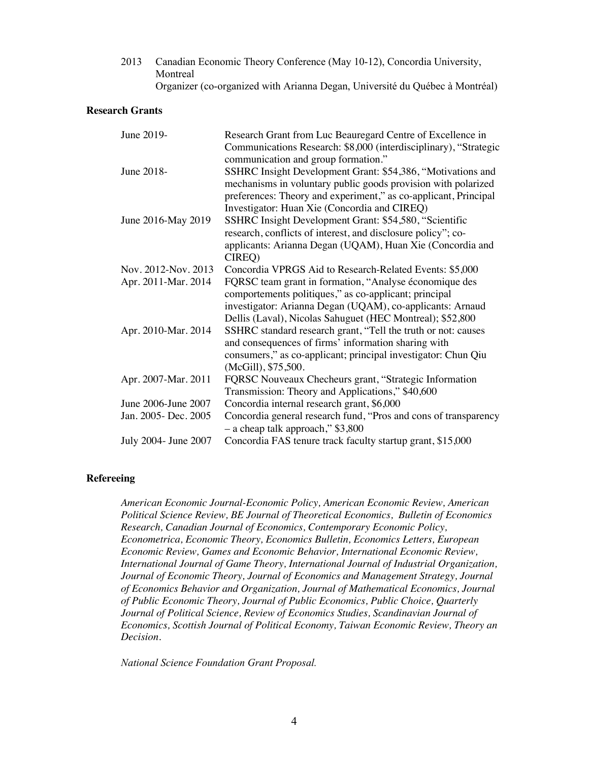2013 Canadian Economic Theory Conference (May 10-12), Concordia University, Montreal
Organizer (co-organized with Arianna Degan, Université du Québec à Montréal)

**Research Grants**

| | |
|---|---|
| June 2019- | Research Grant from Luc Beauregard Centre of Excellence in Communications Research: $8,000 (interdisciplinary), "Strategic communication and group formation." |
| June 2018- | SSHRC Insight Development Grant: $54,386, "Motivations and mechanisms in voluntary public goods provision with polarized preferences: Theory and experiment," as co-applicant, Principal Investigator: Huan Xie (Concordia and CIREQ) |
| June 2016-May 2019 | SSHRC Insight Development Grant: $54,580, "Scientific research, conflicts of interest, and disclosure policy"; co-applicants: Arianna Degan (UQAM), Huan Xie (Concordia and CIREQ) |
| Nov. 2012-Nov. 2013 | Concordia VPRGS Aid to Research-Related Events: $5,000 |
| Apr. 2011-Mar. 2014 | FQRSC team grant in formation, "Analyse économique des comportements politiques," as co-applicant; principal investigator: Arianna Degan (UQAM), co-applicants: Arnaud Dellis (Laval), Nicolas Sahuguet (HEC Montreal); $52,800 |
| Apr. 2010-Mar. 2014 | SSHRC standard research grant, "Tell the truth or not: causes and consequences of firms' information sharing with consumers," as co-applicant; principal investigator: Chun Qiu (McGill), $75,500. |
| Apr. 2007-Mar. 2011 | FQRSC Nouveaux Checheurs grant, "Strategic Information Transmission: Theory and Applications," $40,600 |
| June 2006-June 2007 | Concordia internal research grant, $6,000 |
| Jan. 2005- Dec. 2005 | Concordia general research fund, "Pros and cons of transparency – a cheap talk approach," $3,800 |
| July 2004- June 2007 | Concordia FAS tenure track faculty startup grant, $15,000 |

**Refereeing**

*American Economic Journal-Economic Policy, American Economic Review, American Political Science Review, BE Journal of Theoretical Economics, Bulletin of Economics Research, Canadian Journal of Economics, Contemporary Economic Policy, Econometrica, Economic Theory, Economics Bulletin, Economics Letters, European Economic Review, Games and Economic Behavior, International Economic Review, International Journal of Game Theory, International Journal of Industrial Organization, Journal of Economic Theory, Journal of Economics and Management Strategy, Journal of Economics Behavior and Organization, Journal of Mathematical Economics, Journal of Public Economic Theory, Journal of Public Economics, Public Choice, Quarterly Journal of Political Science, Review of Economics Studies, Scandinavian Journal of Economics, Scottish Journal of Political Economy, Taiwan Economic Review, Theory an Decision.*

*National Science Foundation Grant Proposal.*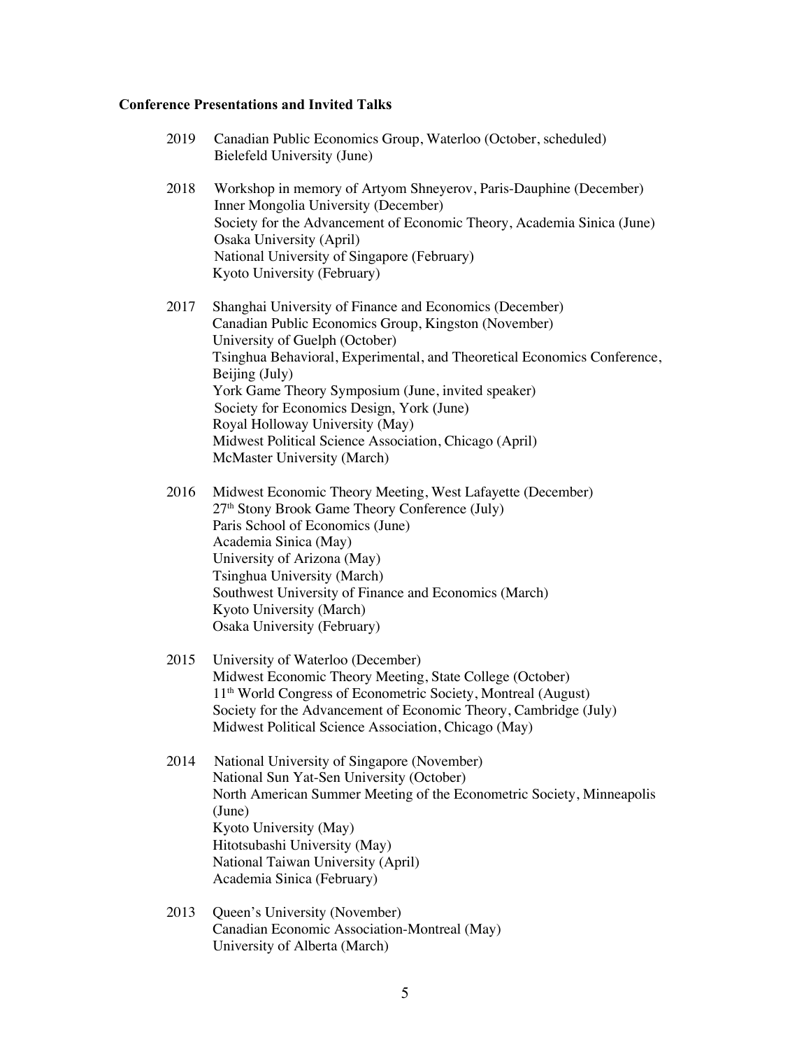**Conference Presentations and Invited Talks**

2019 Canadian Public Economics Group, Waterloo (October, scheduled)
Bielefeld University (June)

2018 Workshop in memory of Artyom Shneyerov, Paris-Dauphine (December)
Inner Mongolia University (December)
Society for the Advancement of Economic Theory, Academia Sinica (June)
Osaka University (April)
National University of Singapore (February)
Kyoto University (February)

2017 Shanghai University of Finance and Economics (December)
Canadian Public Economics Group, Kingston (November)
University of Guelph (October)
Tsinghua Behavioral, Experimental, and Theoretical Economics Conference, Beijing (July)
York Game Theory Symposium (June, invited speaker)
Society for Economics Design, York (June)
Royal Holloway University (May)
Midwest Political Science Association, Chicago (April)
McMaster University (March)

2016 Midwest Economic Theory Meeting, West Lafayette (December)
27th Stony Brook Game Theory Conference (July)
Paris School of Economics (June)
Academia Sinica (May)
University of Arizona (May)
Tsinghua University (March)
Southwest University of Finance and Economics (March)
Kyoto University (March)
Osaka University (February)

2015 University of Waterloo (December)
Midwest Economic Theory Meeting, State College (October)
11th World Congress of Econometric Society, Montreal (August)
Society for the Advancement of Economic Theory, Cambridge (July)
Midwest Political Science Association, Chicago (May)

2014 National University of Singapore (November)
National Sun Yat-Sen University (October)
North American Summer Meeting of the Econometric Society, Minneapolis (June)
Kyoto University (May)
Hitotsubashi University (May)
National Taiwan University (April)
Academia Sinica (February)

2013 Queen's University (November)
Canadian Economic Association-Montreal (May)
University of Alberta (March)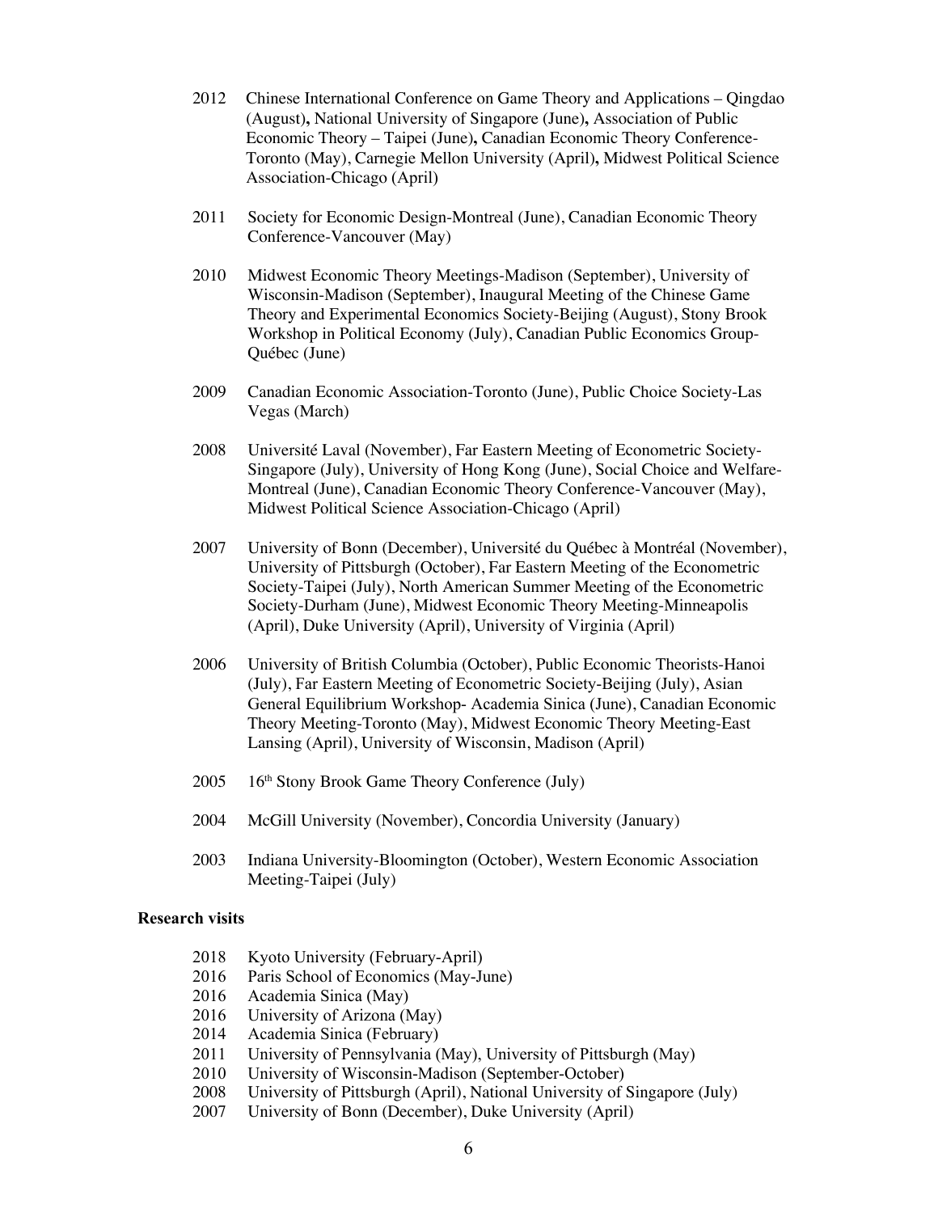2012 Chinese International Conference on Game Theory and Applications – Qingdao (August), National University of Singapore (June), Association of Public Economic Theory – Taipei (June), Canadian Economic Theory Conference-Toronto (May), Carnegie Mellon University (April), Midwest Political Science Association-Chicago (April)

2011 Society for Economic Design-Montreal (June), Canadian Economic Theory Conference-Vancouver (May)

2010 Midwest Economic Theory Meetings-Madison (September), University of Wisconsin-Madison (September), Inaugural Meeting of the Chinese Game Theory and Experimental Economics Society-Beijing (August), Stony Brook Workshop in Political Economy (July), Canadian Public Economics Group-Québec (June)

2009 Canadian Economic Association-Toronto (June), Public Choice Society-Las Vegas (March)

2008 Université Laval (November), Far Eastern Meeting of Econometric Society-Singapore (July), University of Hong Kong (June), Social Choice and Welfare-Montreal (June), Canadian Economic Theory Conference-Vancouver (May), Midwest Political Science Association-Chicago (April)

2007 University of Bonn (December), Université du Québec à Montréal (November), University of Pittsburgh (October), Far Eastern Meeting of the Econometric Society-Taipei (July), North American Summer Meeting of the Econometric Society-Durham (June), Midwest Economic Theory Meeting-Minneapolis (April), Duke University (April), University of Virginia (April)

2006 University of British Columbia (October), Public Economic Theorists-Hanoi (July), Far Eastern Meeting of Econometric Society-Beijing (July), Asian General Equilibrium Workshop- Academia Sinica (June), Canadian Economic Theory Meeting-Toronto (May), Midwest Economic Theory Meeting-East Lansing (April), University of Wisconsin, Madison (April)

2005 16th Stony Brook Game Theory Conference (July)

2004 McGill University (November), Concordia University (January)

2003 Indiana University-Bloomington (October), Western Economic Association Meeting-Taipei (July)

**Research visits**

2018 Kyoto University (February-April)
2016 Paris School of Economics (May-June)
2016 Academia Sinica (May)
2016 University of Arizona (May)
2014 Academia Sinica (February)
2011 University of Pennsylvania (May), University of Pittsburgh (May)
2010 University of Wisconsin-Madison (September-October)
2008 University of Pittsburgh (April), National University of Singapore (July)
2007 University of Bonn (December), Duke University (April)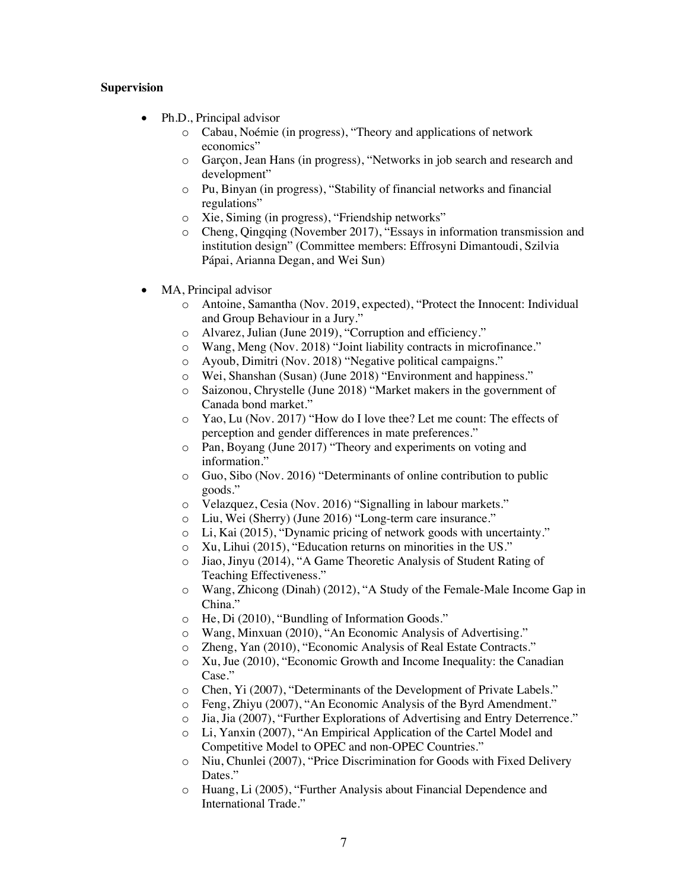**Supervision**

- Ph.D., Principal advisor
    - Cabau, Noémie (in progress), "Theory and applications of network economics"
    - Garçon, Jean Hans (in progress), "Networks in job search and research and development"
    - Pu, Binyan (in progress), "Stability of financial networks and financial regulations"
    - Xie, Siming (in progress), "Friendship networks"
    - Cheng, Qingqing (November 2017), "Essays in information transmission and institution design" (Committee members: Effrosyni Dimantoudi, Szilvia Pápai, Arianna Degan, and Wei Sun)

- MA, Principal advisor
    - Antoine, Samantha (Nov. 2019, expected), "Protect the Innocent: Individual and Group Behaviour in a Jury."
    - Alvarez, Julian (June 2019), "Corruption and efficiency."
    - Wang, Meng (Nov. 2018) "Joint liability contracts in microfinance."
    - Ayoub, Dimitri (Nov. 2018) "Negative political campaigns."
    - Wei, Shanshan (Susan) (June 2018) "Environment and happiness."
    - Saizonou, Chrystelle (June 2018) "Market makers in the government of Canada bond market."
    - Yao, Lu (Nov. 2017) "How do I love thee? Let me count: The effects of perception and gender differences in mate preferences."
    - Pan, Boyang (June 2017) "Theory and experiments on voting and information."
    - Guo, Sibo (Nov. 2016) "Determinants of online contribution to public goods."
    - Velazquez, Cesia (Nov. 2016) "Signalling in labour markets."
    - Liu, Wei (Sherry) (June 2016) "Long-term care insurance."
    - Li, Kai (2015), "Dynamic pricing of network goods with uncertainty."
    - Xu, Lihui (2015), "Education returns on minorities in the US."
    - Jiao, Jinyu (2014), "A Game Theoretic Analysis of Student Rating of Teaching Effectiveness."
    - Wang, Zhicong (Dinah) (2012), "A Study of the Female-Male Income Gap in China."
    - He, Di (2010), "Bundling of Information Goods."
    - Wang, Minxuan (2010), "An Economic Analysis of Advertising."
    - Zheng, Yan (2010), "Economic Analysis of Real Estate Contracts."
    - Xu, Jue (2010), "Economic Growth and Income Inequality: the Canadian Case."
    - Chen, Yi (2007), "Determinants of the Development of Private Labels."
    - Feng, Zhiyu (2007), "An Economic Analysis of the Byrd Amendment."
    - Jia, Jia (2007), "Further Explorations of Advertising and Entry Deterrence."
    - Li, Yanxin (2007), "An Empirical Application of the Cartel Model and Competitive Model to OPEC and non-OPEC Countries."
    - Niu, Chunlei (2007), "Price Discrimination for Goods with Fixed Delivery Dates."
    - Huang, Li (2005), "Further Analysis about Financial Dependence and International Trade."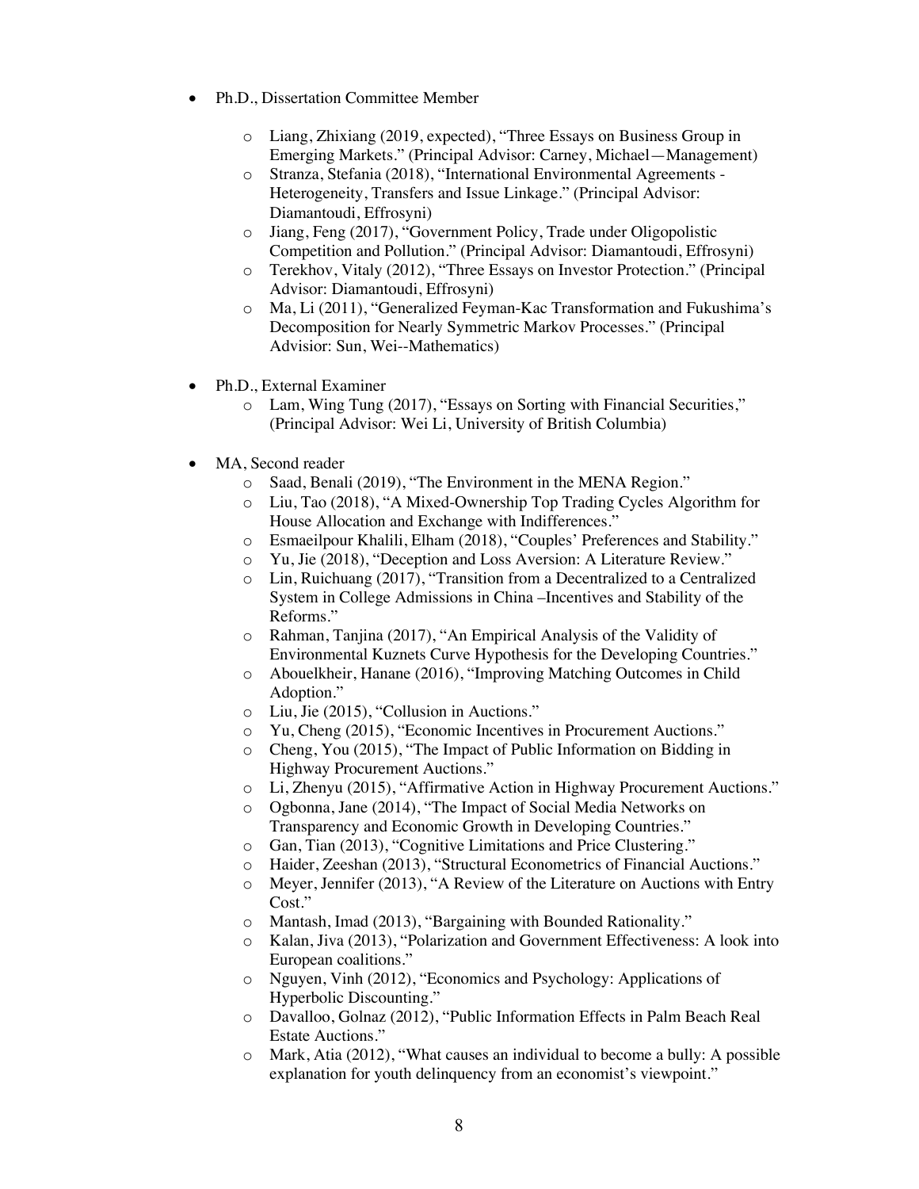- Ph.D., Dissertation Committee Member

    - Liang, Zhixiang (2019, expected), "Three Essays on Business Group in Emerging Markets." (Principal Advisor: Carney, Michael—Management)
    - Stranza, Stefania (2018), "International Environmental Agreements - Heterogeneity, Transfers and Issue Linkage." (Principal Advisor: Diamantoudi, Effrosyni)
    - Jiang, Feng (2017), "Government Policy, Trade under Oligopolistic Competition and Pollution." (Principal Advisor: Diamantoudi, Effrosyni)
    - Terekhov, Vitaly (2012), "Three Essays on Investor Protection." (Principal Advisor: Diamantoudi, Effrosyni)
    - Ma, Li (2011), "Generalized Feyman-Kac Transformation and Fukushima's Decomposition for Nearly Symmetric Markov Processes." (Principal Advisior: Sun, Wei--Mathematics)

- Ph.D., External Examiner
    - Lam, Wing Tung (2017), "Essays on Sorting with Financial Securities," (Principal Advisor: Wei Li, University of British Columbia)

- MA, Second reader
    - Saad, Benali (2019), "The Environment in the MENA Region."
    - Liu, Tao (2018), "A Mixed-Ownership Top Trading Cycles Algorithm for House Allocation and Exchange with Indifferences."
    - Esmaeilpour Khalili, Elham (2018), "Couples' Preferences and Stability."
    - Yu, Jie (2018), "Deception and Loss Aversion: A Literature Review."
    - Lin, Ruichuang (2017), "Transition from a Decentralized to a Centralized System in College Admissions in China –Incentives and Stability of the Reforms."
    - Rahman, Tanjina (2017), "An Empirical Analysis of the Validity of Environmental Kuznets Curve Hypothesis for the Developing Countries."
    - Abouelkheir, Hanane (2016), "Improving Matching Outcomes in Child Adoption."
    - Liu, Jie (2015), "Collusion in Auctions."
    - Yu, Cheng (2015), "Economic Incentives in Procurement Auctions."
    - Cheng, You (2015), "The Impact of Public Information on Bidding in Highway Procurement Auctions."
    - Li, Zhenyu (2015), "Affirmative Action in Highway Procurement Auctions."
    - Ogbonna, Jane (2014), "The Impact of Social Media Networks on Transparency and Economic Growth in Developing Countries."
    - Gan, Tian (2013), "Cognitive Limitations and Price Clustering."
    - Haider, Zeeshan (2013), "Structural Econometrics of Financial Auctions."
    - Meyer, Jennifer (2013), "A Review of the Literature on Auctions with Entry Cost."
    - Mantash, Imad (2013), "Bargaining with Bounded Rationality."
    - Kalan, Jiva (2013), "Polarization and Government Effectiveness: A look into European coalitions."
    - Nguyen, Vinh (2012), "Economics and Psychology: Applications of Hyperbolic Discounting."
    - Davalloo, Golnaz (2012), "Public Information Effects in Palm Beach Real Estate Auctions."
    - Mark, Atia (2012), "What causes an individual to become a bully: A possible explanation for youth delinquency from an economist's viewpoint."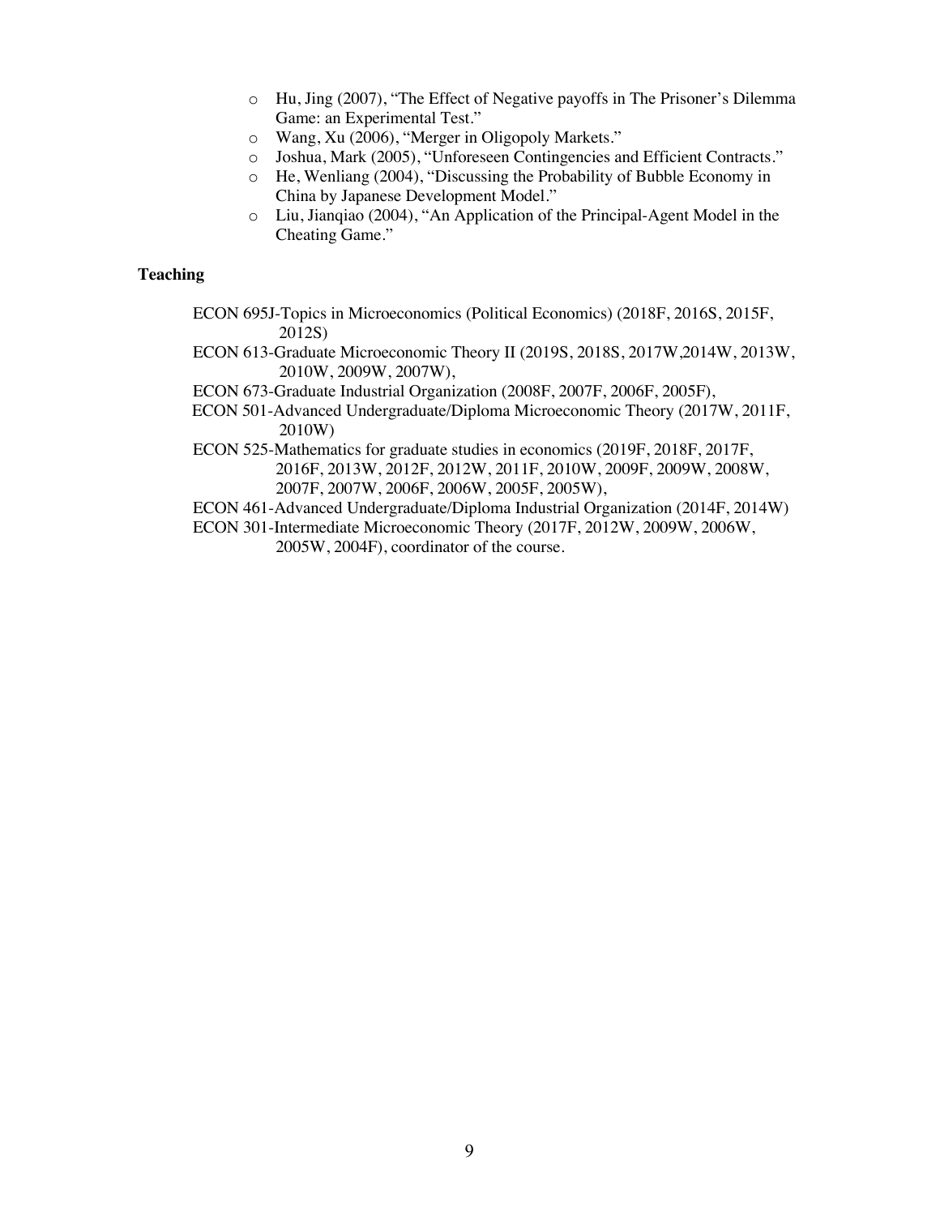- Hu, Jing (2007), "The Effect of Negative payoffs in The Prisoner's Dilemma Game: an Experimental Test."
- Wang, Xu (2006), "Merger in Oligopoly Markets."
- Joshua, Mark (2005), "Unforeseen Contingencies and Efficient Contracts."
- He, Wenliang (2004), "Discussing the Probability of Bubble Economy in China by Japanese Development Model."
- Liu, Jianqiao (2004), "An Application of the Principal-Agent Model in the Cheating Game."

**Teaching**

ECON 695J-Topics in Microeconomics (Political Economics) (2018F, 2016S, 2015F, 2012S)

ECON 613-Graduate Microeconomic Theory II (2019S, 2018S, 2017W,2014W, 2013W, 2010W, 2009W, 2007W),

ECON 673-Graduate Industrial Organization (2008F, 2007F, 2006F, 2005F),

ECON 501-Advanced Undergraduate/Diploma Microeconomic Theory (2017W, 2011F, 2010W)

ECON 525-Mathematics for graduate studies in economics (2019F, 2018F, 2017F, 2016F, 2013W, 2012F, 2012W, 2011F, 2010W, 2009F, 2009W, 2008W, 2007F, 2007W, 2006F, 2006W, 2005F, 2005W),

ECON 461-Advanced Undergraduate/Diploma Industrial Organization (2014F, 2014W)

ECON 301-Intermediate Microeconomic Theory (2017F, 2012W, 2009W, 2006W, 2005W, 2004F), coordinator of the course.